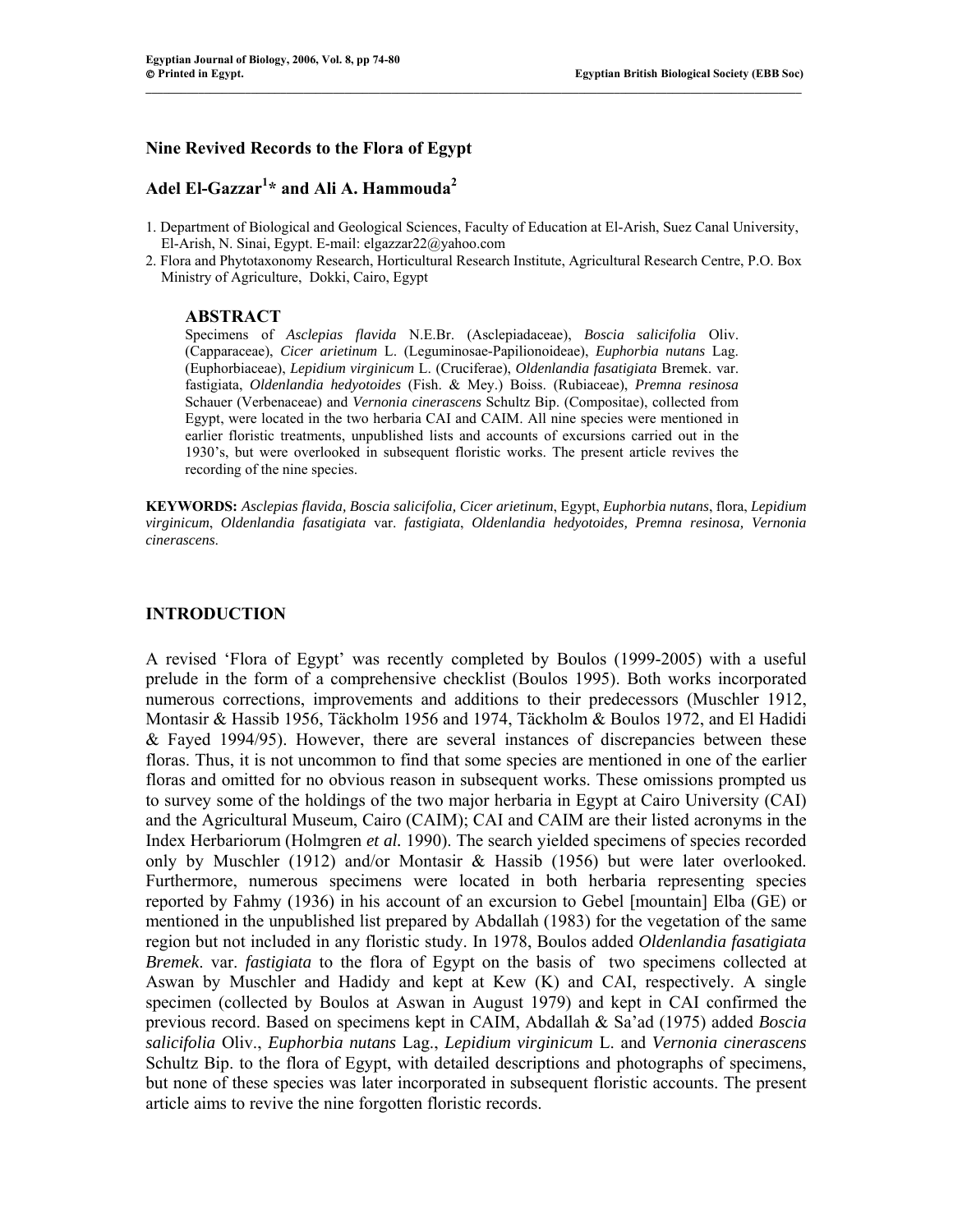# Nine Revived Records to the Flora of Egypt

## Adel El-Gazzar[1]* and Ali A. Hammouda[2]

1. Department of Biological and Geological Sciences, Faculty of Education at El-Arish, Suez Canal University, El-Arish, N. Sinai, Egypt. E-mail: elgazzar22@yahoo.com
2. Flora and Phytotaxonomy Research, Horticultural Research Institute, Agricultural Research Centre, P.O. Box Ministry of Agriculture, Dokki, Cairo, Egypt

### ABSTRACT

Specimens of *Asclepias flavida* N.E.Br. (Asclepiadaceae), *Boscia salicifolia* Oliv. (Capparaceae), *Cicer arietinum* L. (Leguminosae-Papilionoideae), *Euphorbia nutans* Lag. (Euphorbiaceae), *Lepidium virginicum* L. (Cruciferae), *Oldenlandia fasatigiata* Bremek. var. fastigiata, *Oldenlandia hedyotoides* (Fish. & Mey.) Boiss. (Rubiaceae), *Premna resinosa* Schauer (Verbenaceae) and *Vernonia cinerascens* Schultz Bip. (Compositae), collected from Egypt, were located in the two herbaria CAI and CAIM. All nine species were mentioned in earlier floristic treatments, unpublished lists and accounts of excursions carried out in the 1930's, but were overlooked in subsequent floristic works. The present article revives the recording of the nine species.

**KEYWORDS:** *Asclepias flavida, Boscia salicifolia, Cicer arietinum*, Egypt, *Euphorbia nutans*, flora, *Lepidium virginicum*, *Oldenlandia fasatigiata* var. *fastigiata*, *Oldenlandia hedyotoides, Premna resinosa, Vernonia cinerascens*.

## INTRODUCTION

A revised 'Flora of Egypt' was recently completed by Boulos (1999-2005) with a useful prelude in the form of a comprehensive checklist (Boulos 1995). Both works incorporated numerous corrections, improvements and additions to their predecessors (Muschler 1912, Montasir & Hassib 1956, Täckholm 1956 and 1974, Täckholm & Boulos 1972, and El Hadidi & Fayed 1994/95). However, there are several instances of discrepancies between these floras. Thus, it is not uncommon to find that some species are mentioned in one of the earlier floras and omitted for no obvious reason in subsequent works. These omissions prompted us to survey some of the holdings of the two major herbaria in Egypt at Cairo University (CAI) and the Agricultural Museum, Cairo (CAIM); CAI and CAIM are their listed acronyms in the Index Herbariorum (Holmgren *et al.* 1990). The search yielded specimens of species recorded only by Muschler (1912) and/or Montasir & Hassib (1956) but were later overlooked. Furthermore, numerous specimens were located in both herbaria representing species reported by Fahmy (1936) in his account of an excursion to Gebel [mountain] Elba (GE) or mentioned in the unpublished list prepared by Abdallah (1983) for the vegetation of the same region but not included in any floristic study. In 1978, Boulos added *Oldenlandia fasatigiata Bremek*. var. *fastigiata* to the flora of Egypt on the basis of two specimens collected at Aswan by Muschler and Hadidy and kept at Kew (K) and CAI, respectively. A single specimen (collected by Boulos at Aswan in August 1979) and kept in CAI confirmed the previous record. Based on specimens kept in CAIM, Abdallah & Sa'ad (1975) added *Boscia salicifolia* Oliv., *Euphorbia nutans* Lag., *Lepidium virginicum* L. and *Vernonia cinerascens* Schultz Bip. to the flora of Egypt, with detailed descriptions and photographs of specimens, but none of these species was later incorporated in subsequent floristic accounts. The present article aims to revive the nine forgotten floristic records.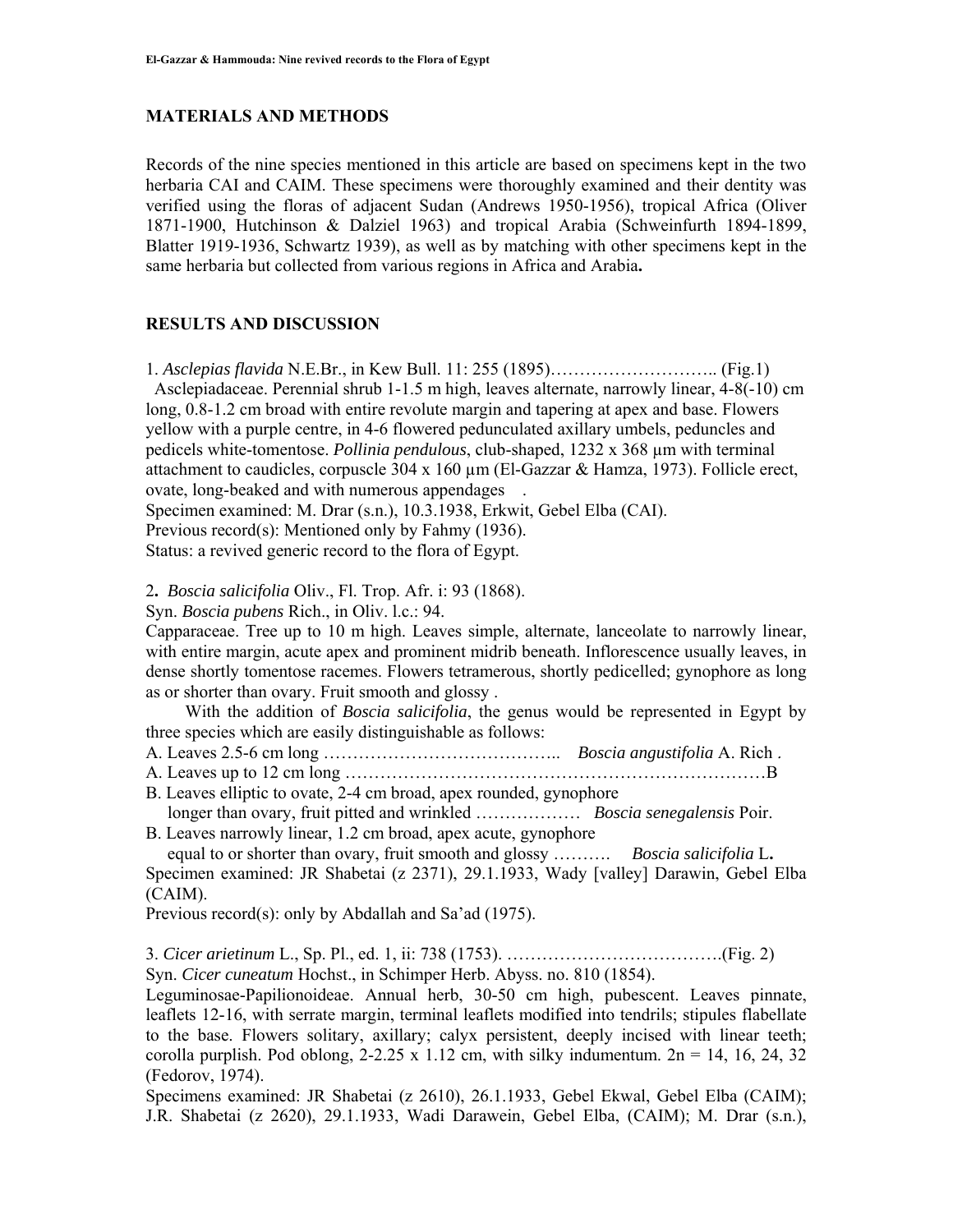## MATERIALS AND METHODS

Records of the nine species mentioned in this article are based on specimens kept in the two herbaria CAI and CAIM. These specimens were thoroughly examined and their dentity was verified using the floras of adjacent Sudan (Andrews 1950-1956), tropical Africa (Oliver 1871-1900, Hutchinson & Dalziel 1963) and tropical Arabia (Schweinfurth 1894-1899, Blatter 1919-1936, Schwartz 1939), as well as by matching with other specimens kept in the same herbaria but collected from various regions in Africa and Arabia**.**

## RESULTS AND DISCUSSION

1. *Asclepias flavida* N.E.Br., in Kew Bull. 11: 255 (1895)……………………….. (Fig.1)
Asclepiadaceae. Perennial shrub 1-1.5 m high, leaves alternate, narrowly linear, 4-8(-10) cm long, 0.8-1.2 cm broad with entire revolute margin and tapering at apex and base. Flowers yellow with a purple centre, in 4-6 flowered pedunculated axillary umbels, peduncles and pedicels white-tomentose. *Pollinia pendulous*, club-shaped, 1232 x 368 µm with terminal attachment to caudicles, corpuscle 304 x 160 µm (El-Gazzar & Hamza, 1973). Follicle erect, ovate, long-beaked and with numerous appendages .
Specimen examined: M. Drar (s.n.), 10.3.1938, Erkwit, Gebel Elba (CAI).
Previous record(s): Mentioned only by Fahmy (1936).
Status: a revived generic record to the flora of Egypt.

2**.** *Boscia salicifolia* Oliv., Fl. Trop. Afr. i: 93 (1868).
Syn. *Boscia pubens* Rich., in Oliv. l.c.: 94.
Capparaceae. Tree up to 10 m high. Leaves simple, alternate, lanceolate to narrowly linear, with entire margin, acute apex and prominent midrib beneath. Inflorescence usually leaves, in dense shortly tomentose racemes. Flowers tetramerous, shortly pedicelled; gynophore as long as or shorter than ovary. Fruit smooth and glossy .

With the addition of *Boscia salicifolia*, the genus would be represented in Egypt by three species which are easily distinguishable as follows:

A. Leaves 2.5-6 cm long ………………………………….. *Boscia angustifolia* A. Rich .
A. Leaves up to 12 cm long ………………………………………………………………B
B. Leaves elliptic to ovate, 2-4 cm broad, apex rounded, gynophore longer than ovary, fruit pitted and wrinkled ……………… *Boscia senegalensis* Poir.
B. Leaves narrowly linear, 1.2 cm broad, apex acute, gynophore equal to or shorter than ovary, fruit smooth and glossy ………. *Boscia salicifolia* L**.**

Specimen examined: JR Shabetai (z 2371), 29.1.1933, Wady [valley] Darawin, Gebel Elba (CAIM).
Previous record(s): only by Abdallah and Sa'ad (1975).

3. *Cicer arietinum* L., Sp. Pl., ed. 1, ii: 738 (1753). ……………………………….(Fig. 2)
Syn. *Cicer cuneatum* Hochst., in Schimper Herb. Abyss. no. 810 (1854).
Leguminosae-Papilionoideae. Annual herb, 30-50 cm high, pubescent. Leaves pinnate, leaflets 12-16, with serrate margin, terminal leaflets modified into tendrils; stipules flabellate to the base. Flowers solitary, axillary; calyx persistent, deeply incised with linear teeth; corolla purplish. Pod oblong, 2-2.25 x 1.12 cm, with silky indumentum. 2n = 14, 16, 24, 32 (Fedorov, 1974).
Specimens examined: JR Shabetai (z 2610), 26.1.1933, Gebel Ekwal, Gebel Elba (CAIM); J.R. Shabetai (z 2620), 29.1.1933, Wadi Darawein, Gebel Elba, (CAIM); M. Drar (s.n.),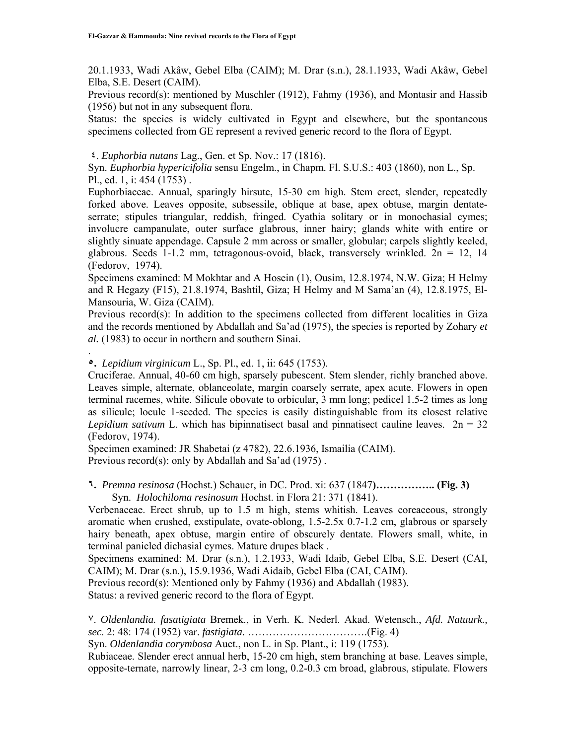20.1.1933, Wadi Akâw, Gebel Elba (CAIM); M. Drar (s.n.), 28.1.1933, Wadi Akâw, Gebel Elba, S.E. Desert (CAIM).

Previous record(s): mentioned by Muschler (1912), Fahmy (1936), and Montasir and Hassib (1956) but not in any subsequent flora.

Status: the species is widely cultivated in Egypt and elsewhere, but the spontaneous specimens collected from GE represent a revived generic record to the flora of Egypt.

٤. *Euphorbia nutans* Lag., Gen. et Sp. Nov.: 17 (1816).

Syn. *Euphorbia hypericifolia* sensu Engelm., in Chapm. Fl. S.U.S.: 403 (1860), non L., Sp. Pl., ed. 1, i: 454 (1753) .

Euphorbiaceae. Annual, sparingly hirsute, 15-30 cm high. Stem erect, slender, repeatedly forked above. Leaves opposite, subsessile, oblique at base, apex obtuse, margin dentate-serrate; stipules triangular, reddish, fringed. Cyathia solitary or in monochasial cymes; involucre campanulate, outer surface glabrous, inner hairy; glands white with entire or slightly sinuate appendage. Capsule 2 mm across or smaller, globular; carpels slightly keeled, glabrous. Seeds 1-1.2 mm, tetragonous-ovoid, black, transversely wrinkled. 2n = 12, 14 (Fedorov, 1974).

Specimens examined: M Mokhtar and A Hosein (1), Ousim, 12.8.1974, N.W. Giza; H Helmy and R Hegazy (F15), 21.8.1974, Bashtil, Giza; H Helmy and M Sama'an (4), 12.8.1975, El-Mansouria, W. Giza (CAIM).

Previous record(s): In addition to the specimens collected from different localities in Giza and the records mentioned by Abdallah and Sa'ad (1975), the species is reported by Zohary *et al.* (1983) to occur in northern and southern Sinai.

.

٥. *Lepidium virginicum* L., Sp. Pl., ed. 1, ii: 645 (1753).

Cruciferae. Annual, 40-60 cm high, sparsely pubescent. Stem slender, richly branched above. Leaves simple, alternate, oblanceolate, margin coarsely serrate, apex acute. Flowers in open terminal racemes, white. Silicule obovate to orbicular, 3 mm long; pedicel 1.5-2 times as long as silicule; locule 1-seeded. The species is easily distinguishable from its closest relative *Lepidium sativum* L. which has bipinnatisect basal and pinnatisect cauline leaves. 2n = 32 (Fedorov, 1974).

Specimen examined: JR Shabetai (z 4782), 22.6.1936, Ismailia (CAIM).

Previous record(s): only by Abdallah and Sa'ad (1975) .

٦. *Premna resinosa* (Hochst.) Schauer, in DC. Prod. xi: 637 (1847**)…………….. (Fig. 3)**

Syn. *Holochiloma resinosum* Hochst. in Flora 21: 371 (1841).

Verbenaceae. Erect shrub, up to 1.5 m high, stems whitish. Leaves coreaceous, strongly aromatic when crushed, exstipulate, ovate-oblong, 1.5-2.5x 0.7-1.2 cm, glabrous or sparsely hairy beneath, apex obtuse, margin entire of obscurely dentate. Flowers small, white, in terminal panicled dichasial cymes. Mature drupes black .

Specimens examined: M. Drar (s.n.), 1.2.1933, Wadi Idaib, Gebel Elba, S.E. Desert (CAI, CAIM); M. Drar (s.n.), 15.9.1936, Wadi Aidaib, Gebel Elba (CAI, CAIM).

Previous record(s): Mentioned only by Fahmy (1936) and Abdallah (1983).

Status: a revived generic record to the flora of Egypt.

٧. *Oldenlandia. fasatigiata* Bremek., in Verh. K. Nederl. Akad. Wetensch., *Afd. Natuurk., sec*. 2: 48: 174 (1952) var. *fastigiata*. …………………………….(Fig. 4)

Syn. *Oldenlandia corymbosa* Auct., non L. in Sp. Plant., i: 119 (1753).

Rubiaceae. Slender erect annual herb, 15-20 cm high, stem branching at base. Leaves simple, opposite-ternate, narrowly linear, 2-3 cm long, 0.2-0.3 cm broad, glabrous, stipulate. Flowers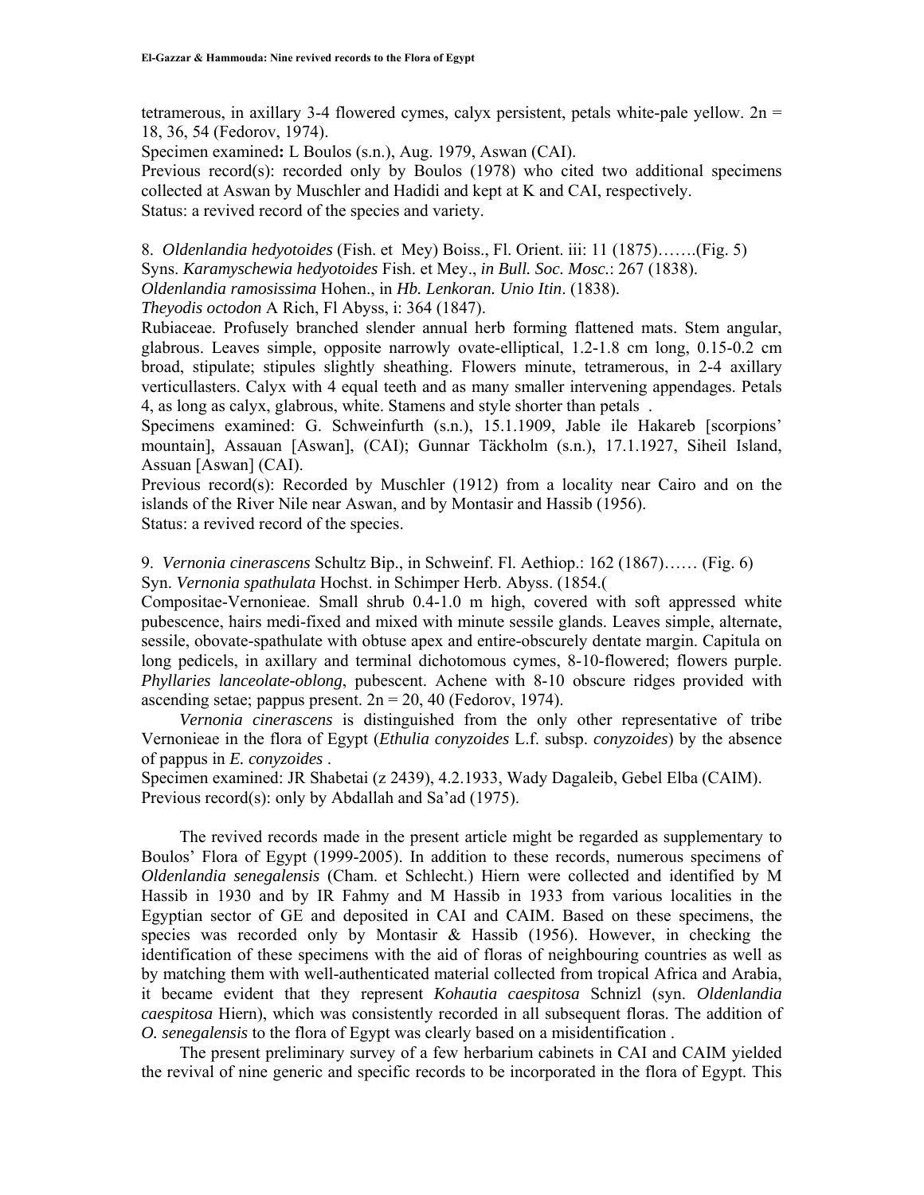tetramerous, in axillary 3-4 flowered cymes, calyx persistent, petals white-pale yellow. 2n = 18, 36, 54 (Fedorov, 1974).

Specimen examined**:** L Boulos (s.n.), Aug. 1979, Aswan (CAI).

Previous record(s): recorded only by Boulos (1978) who cited two additional specimens collected at Aswan by Muschler and Hadidi and kept at K and CAI, respectively.

Status: a revived record of the species and variety.

8. *Oldenlandia hedyotoides* (Fish. et Mey) Boiss., Fl. Orient. iii: 11 (1875)…….(Fig. 5)

Syns. *Karamyschewia hedyotoides* Fish. et Mey., *in Bull. Soc. Mosc.*: 267 (1838).

*Oldenlandia ramosissima* Hohen., in *Hb. Lenkoran. Unio Itin*. (1838).

*Theyodis octodon* A Rich, Fl Abyss, i: 364 (1847).

Rubiaceae. Profusely branched slender annual herb forming flattened mats. Stem angular, glabrous. Leaves simple, opposite narrowly ovate-elliptical, 1.2-1.8 cm long, 0.15-0.2 cm broad, stipulate; stipules slightly sheathing. Flowers minute, tetramerous, in 2-4 axillary verticullasters. Calyx with 4 equal teeth and as many smaller intervening appendages. Petals 4, as long as calyx, glabrous, white. Stamens and style shorter than petals .

Specimens examined: G. Schweinfurth (s.n.), 15.1.1909, Jable ile Hakareb [scorpions' mountain], Assauan [Aswan], (CAI); Gunnar Täckholm (s.n.), 17.1.1927, Siheil Island, Assuan [Aswan] (CAI).

Previous record(s): Recorded by Muschler (1912) from a locality near Cairo and on the islands of the River Nile near Aswan, and by Montasir and Hassib (1956).

Status: a revived record of the species.

9. *Vernonia cinerascens* Schultz Bip., in Schweinf. Fl. Aethiop.: 162 (1867)…… (Fig. 6)

Syn. *Vernonia spathulata* Hochst. in Schimper Herb. Abyss. (1854.(

Compositae-Vernonieae. Small shrub 0.4-1.0 m high, covered with soft appressed white pubescence, hairs medi-fixed and mixed with minute sessile glands. Leaves simple, alternate, sessile, obovate-spathulate with obtuse apex and entire-obscurely dentate margin. Capitula on long pedicels, in axillary and terminal dichotomous cymes, 8-10-flowered; flowers purple. *Phyllaries lanceolate-oblong*, pubescent. Achene with 8-10 obscure ridges provided with ascending setae; pappus present. 2n = 20, 40 (Fedorov, 1974).

*Vernonia cinerascens* is distinguished from the only other representative of tribe Vernonieae in the flora of Egypt (*Ethulia conyzoides* L.f. subsp. *conyzoides*) by the absence of pappus in *E. conyzoides* .

Specimen examined: JR Shabetai (z 2439), 4.2.1933, Wady Dagaleib, Gebel Elba (CAIM).

Previous record(s): only by Abdallah and Sa'ad (1975).

The revived records made in the present article might be regarded as supplementary to Boulos' Flora of Egypt (1999-2005). In addition to these records, numerous specimens of *Oldenlandia senegalensis* (Cham. et Schlecht.) Hiern were collected and identified by M Hassib in 1930 and by IR Fahmy and M Hassib in 1933 from various localities in the Egyptian sector of GE and deposited in CAI and CAIM. Based on these specimens, the species was recorded only by Montasir & Hassib (1956). However, in checking the identification of these specimens with the aid of floras of neighbouring countries as well as by matching them with well-authenticated material collected from tropical Africa and Arabia, it became evident that they represent *Kohautia caespitosa* Schnizl (syn. *Oldenlandia caespitosa* Hiern), which was consistently recorded in all subsequent floras. The addition of *O. senegalensis* to the flora of Egypt was clearly based on a misidentification .

The present preliminary survey of a few herbarium cabinets in CAI and CAIM yielded the revival of nine generic and specific records to be incorporated in the flora of Egypt. This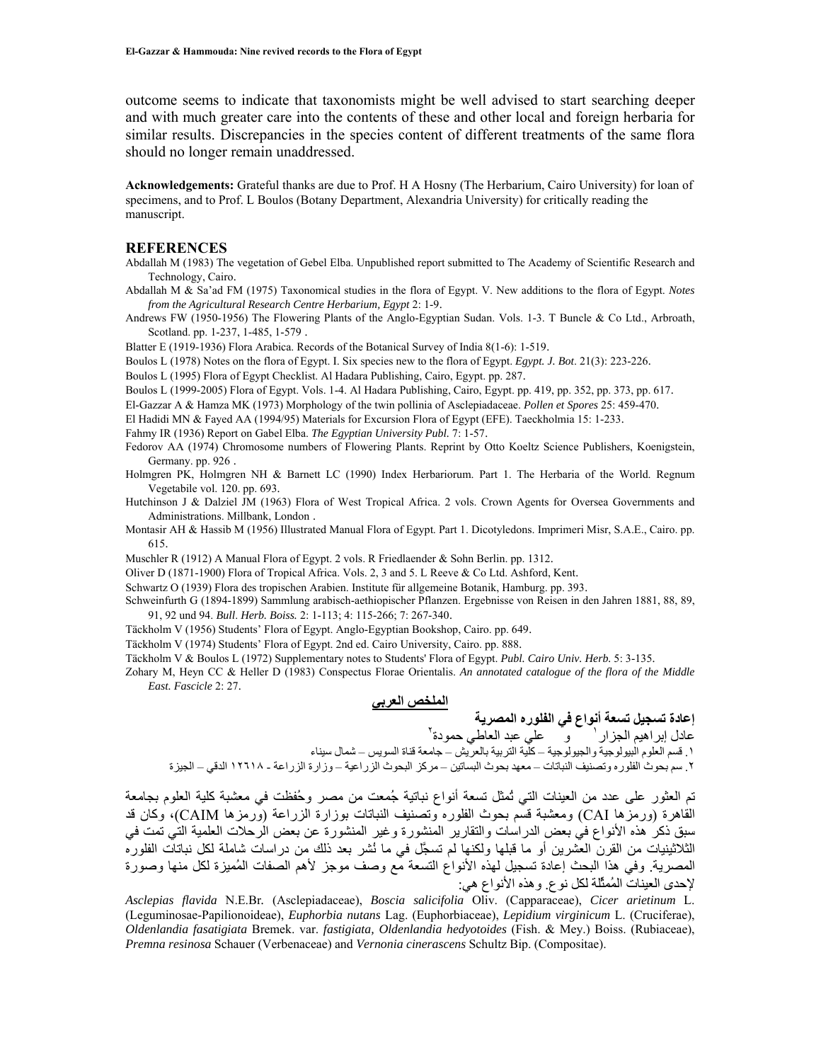outcome seems to indicate that taxonomists might be well advised to start searching deeper and with much greater care into the contents of these and other local and foreign herbaria for similar results. Discrepancies in the species content of different treatments of the same flora should no longer remain unaddressed.

**Acknowledgements:** Grateful thanks are due to Prof. H A Hosny (The Herbarium, Cairo University) for loan of specimens, and to Prof. L Boulos (Botany Department, Alexandria University) for critically reading the manuscript.

## REFERENCES

Abdallah M (1983) The vegetation of Gebel Elba. Unpublished report submitted to The Academy of Scientific Research and Technology, Cairo.

Abdallah M & Sa'ad FM (1975) Taxonomical studies in the flora of Egypt. V. New additions to the flora of Egypt. *Notes from the Agricultural Research Centre Herbarium, Egypt* 2: 1-9.

Andrews FW (1950-1956) The Flowering Plants of the Anglo-Egyptian Sudan. Vols. 1-3. T Buncle & Co Ltd., Arbroath, Scotland. pp. 1-237, 1-485, 1-579 .

Blatter E (1919-1936) Flora Arabica. Records of the Botanical Survey of India 8(1-6): 1-519.

Boulos L (1978) Notes on the flora of Egypt. I. Six species new to the flora of Egypt. *Egypt. J. Bot*. 21(3): 223-226.

Boulos L (1995) Flora of Egypt Checklist. Al Hadara Publishing, Cairo, Egypt. pp. 287.

Boulos L (1999-2005) Flora of Egypt. Vols. 1-4. Al Hadara Publishing, Cairo, Egypt. pp. 419, pp. 352, pp. 373, pp. 617.

El-Gazzar A & Hamza MK (1973) Morphology of the twin pollinia of Asclepiadaceae. *Pollen et Spores* 25: 459-470.

El Hadidi MN & Fayed AA (1994/95) Materials for Excursion Flora of Egypt (EFE). Taeckholmia 15: 1-233.

Fahmy IR (1936) Report on Gabel Elba. *The Egyptian University Publ.* 7: 1-57.

Fedorov AA (1974) Chromosome numbers of Flowering Plants. Reprint by Otto Koeltz Science Publishers, Koenigstein, Germany. pp. 926 .

Holmgren PK, Holmgren NH & Barnett LC (1990) Index Herbariorum. Part 1. The Herbaria of the World. Regnum Vegetabile vol. 120. pp. 693.

Hutchinson J & Dalziel JM (1963) Flora of West Tropical Africa. 2 vols. Crown Agents for Oversea Governments and Administrations. Millbank, London .

Montasir AH & Hassib M (1956) Illustrated Manual Flora of Egypt. Part 1. Dicotyledons. Imprimeri Misr, S.A.E., Cairo. pp. 615.

Muschler R (1912) A Manual Flora of Egypt. 2 vols. R Friedlaender & Sohn Berlin. pp. 1312.

Oliver D (1871-1900) Flora of Tropical Africa. Vols. 2, 3 and 5. L Reeve & Co Ltd. Ashford, Kent.

Schwartz O (1939) Flora des tropischen Arabien. Institute für allgemeine Botanik, Hamburg. pp. 393.

Schweinfurth G (1894-1899) Sammlung arabisch-aethiopischer Pflanzen. Ergebnisse von Reisen in den Jahren 1881, 88, 89, 91, 92 und 94. *Bull. Herb. Boiss.* 2: 1-113; 4: 115-266; 7: 267-340.

Täckholm V (1956) Students' Flora of Egypt. Anglo-Egyptian Bookshop, Cairo. pp. 649.

Täckholm V (1974) Students' Flora of Egypt. 2nd ed. Cairo University, Cairo. pp. 888.

Täckholm V & Boulos L (1972) Supplementary notes to Students' Flora of Egypt. *Publ. Cairo Univ. Herb.* 5: 3-135.

Zohary M, Heyn CC & Heller D (1983) Conspectus Florae Orientalis. *An annotated catalogue of the flora of the Middle East. Fascicle* 2: 27.

## الملخص العربي

### إعادة تسجيل تسعة أنواع في الفلوره المصرية

عادل إبراهيم الجزار[١] و علي عبد العاطي حمودة[٢]

١. قسم العلوم البيولوجية والجيولوجية – كلية التربية بالعريش – جامعة قناة السويس – شمال سيناء

٢. سم بحوث الفلوره وتصنيف النباتات – معهد بحوث البساتين – مركز البحوث الزراعية – وزارة الزراعة - ١٢٦١٨ الدقي – الجيزة

تم العثور على عدد من العينات التي تُمثل تسعة أنواع نباتية جُمعت من مصر وحُفظت في معشبة كلية العلوم بجامعة القاهرة (ورمزها CAI) ومعشبة قسم بحوث الفلوره وتصنيف النباتات بوزارة الزراعة (ورمزها CAIM)، وكان قد سبق ذكر هذه الأنواع في بعض الدراسات والتقارير المنشورة وغير المنشورة عن بعض الرحلات العلمية التي تمت في الثلاثينيات من القرن العشرين أو ما قبلها ولكنها لم تسجّل في ما نُشر بعد ذلك من دراسات شاملة لكل نباتات الفلوره المصرية. وفي هذا البحث إعادة تسجيل لهذه الأنواع التسعة مع وصف موجز لأهم الصفات المُميزة لكل منها وصورة لإحدى العينات المُمثِّلة لكل نوع. وهذه الأنواع هي:

*Asclepias flavida* N.E.Br. (Asclepiadaceae), *Boscia salicifolia* Oliv. (Capparaceae), *Cicer arietinum* L. (Leguminosae-Papilionoideae), *Euphorbia nutans* Lag. (Euphorbiaceae), *Lepidium virginicum* L. (Cruciferae), *Oldenlandia fasatigiata* Bremek. var. *fastigiata, Oldenlandia hedyotoides* (Fish. & Mey.) Boiss. (Rubiaceae), *Premna resinosa* Schauer (Verbenaceae) and *Vernonia cinerascens* Schultz Bip. (Compositae).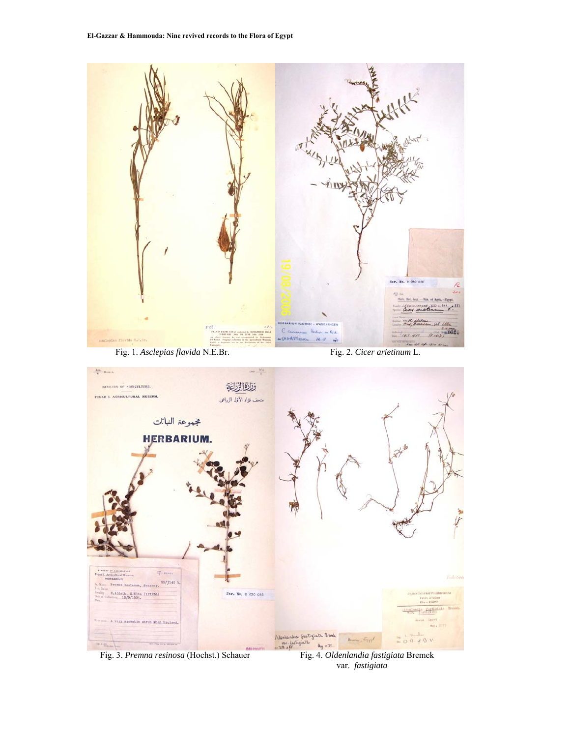Fig. 1. *Asclepias flavida* N.E.Br.

Fig. 2. *Cicer arietinum* L.

Fig. 3. *Premna resinosa* (Hochst.) Schauer

Fig. 4. *Oldenlandia fastigiata* Bremek var. *fastigiata*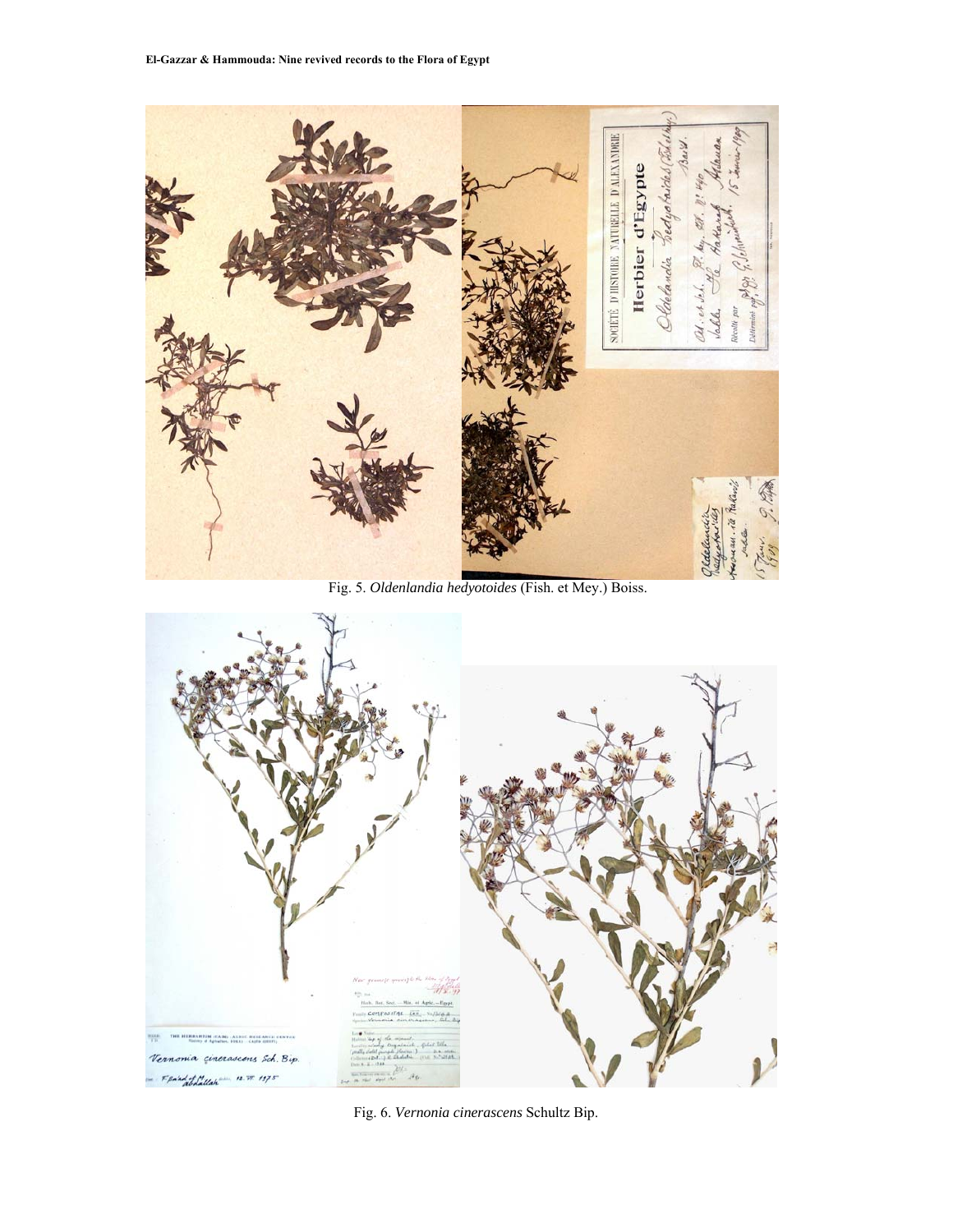Fig. 5. *Oldenlandia hedyotoides* (Fish. et Mey.) Boiss.

Fig. 6. *Vernonia cinerascens* Schultz Bip.